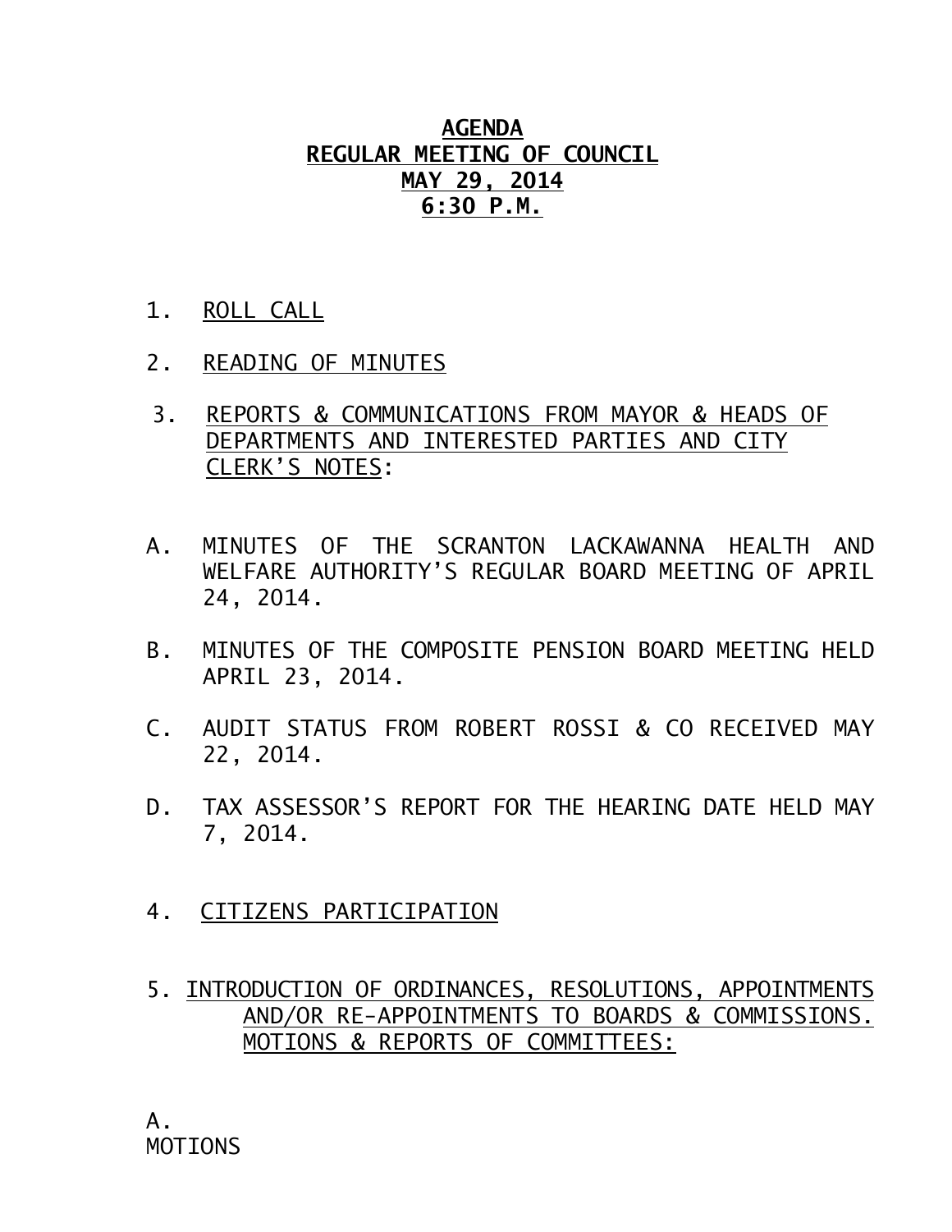# AGENDA
# REGULAR MEETING OF COUNCIL
# MAY 29, 2014
# 6:30 P.M.

1. ROLL CALL

2. READING OF MINUTES

3. REPORTS & COMMUNICATIONS FROM MAYOR & HEADS OF DEPARTMENTS AND INTERESTED PARTIES AND CITY CLERK'S NOTES:

A. MINUTES OF THE SCRANTON LACKAWANNA HEALTH AND WELFARE AUTHORITY'S REGULAR BOARD MEETING OF APRIL 24, 2014.

B. MINUTES OF THE COMPOSITE PENSION BOARD MEETING HELD APRIL 23, 2014.

C. AUDIT STATUS FROM ROBERT ROSSI & CO RECEIVED MAY 22, 2014.

D. TAX ASSESSOR'S REPORT FOR THE HEARING DATE HELD MAY 7, 2014.

4. CITIZENS PARTICIPATION

5. INTRODUCTION OF ORDINANCES, RESOLUTIONS, APPOINTMENTS AND/OR RE-APPOINTMENTS TO BOARDS & COMMISSIONS. MOTIONS & REPORTS OF COMMITTEES:

A.
MOTIONS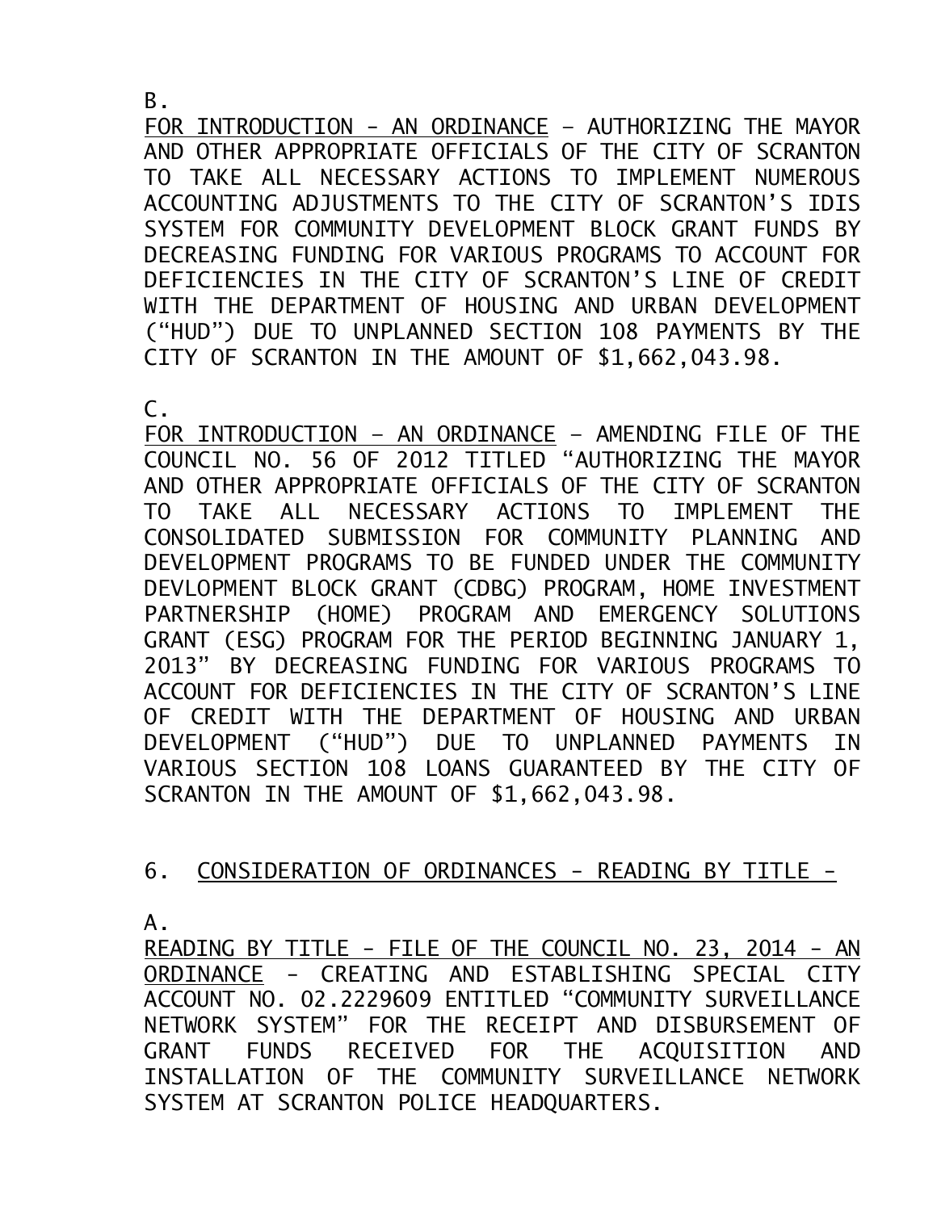B.

FOR INTRODUCTION - AN ORDINANCE – AUTHORIZING THE MAYOR AND OTHER APPROPRIATE OFFICIALS OF THE CITY OF SCRANTON TO TAKE ALL NECESSARY ACTIONS TO IMPLEMENT NUMEROUS ACCOUNTING ADJUSTMENTS TO THE CITY OF SCRANTON'S IDIS SYSTEM FOR COMMUNITY DEVELOPMENT BLOCK GRANT FUNDS BY DECREASING FUNDING FOR VARIOUS PROGRAMS TO ACCOUNT FOR DEFICIENCIES IN THE CITY OF SCRANTON'S LINE OF CREDIT WITH THE DEPARTMENT OF HOUSING AND URBAN DEVELOPMENT ("HUD") DUE TO UNPLANNED SECTION 108 PAYMENTS BY THE CITY OF SCRANTON IN THE AMOUNT OF $1,662,043.98.

C.

FOR INTRODUCTION – AN ORDINANCE – AMENDING FILE OF THE COUNCIL NO. 56 OF 2012 TITLED "AUTHORIZING THE MAYOR AND OTHER APPROPRIATE OFFICIALS OF THE CITY OF SCRANTON TO TAKE ALL NECESSARY ACTIONS TO IMPLEMENT THE CONSOLIDATED SUBMISSION FOR COMMUNITY PLANNING AND DEVELOPMENT PROGRAMS TO BE FUNDED UNDER THE COMMUNITY DEVLOPMENT BLOCK GRANT (CDBG) PROGRAM, HOME INVESTMENT PARTNERSHIP (HOME) PROGRAM AND EMERGENCY SOLUTIONS GRANT (ESG) PROGRAM FOR THE PERIOD BEGINNING JANUARY 1, 2013" BY DECREASING FUNDING FOR VARIOUS PROGRAMS TO ACCOUNT FOR DEFICIENCIES IN THE CITY OF SCRANTON'S LINE OF CREDIT WITH THE DEPARTMENT OF HOUSING AND URBAN DEVELOPMENT ("HUD") DUE TO UNPLANNED PAYMENTS IN VARIOUS SECTION 108 LOANS GUARANTEED BY THE CITY OF SCRANTON IN THE AMOUNT OF $1,662,043.98.

6. CONSIDERATION OF ORDINANCES - READING BY TITLE -

A.

READING BY TITLE - FILE OF THE COUNCIL NO. 23, 2014 - AN ORDINANCE - CREATING AND ESTABLISHING SPECIAL CITY ACCOUNT NO. 02.2229609 ENTITLED "COMMUNITY SURVEILLANCE NETWORK SYSTEM" FOR THE RECEIPT AND DISBURSEMENT OF GRANT FUNDS RECEIVED FOR THE ACQUISITION AND INSTALLATION OF THE COMMUNITY SURVEILLANCE NETWORK SYSTEM AT SCRANTON POLICE HEADQUARTERS.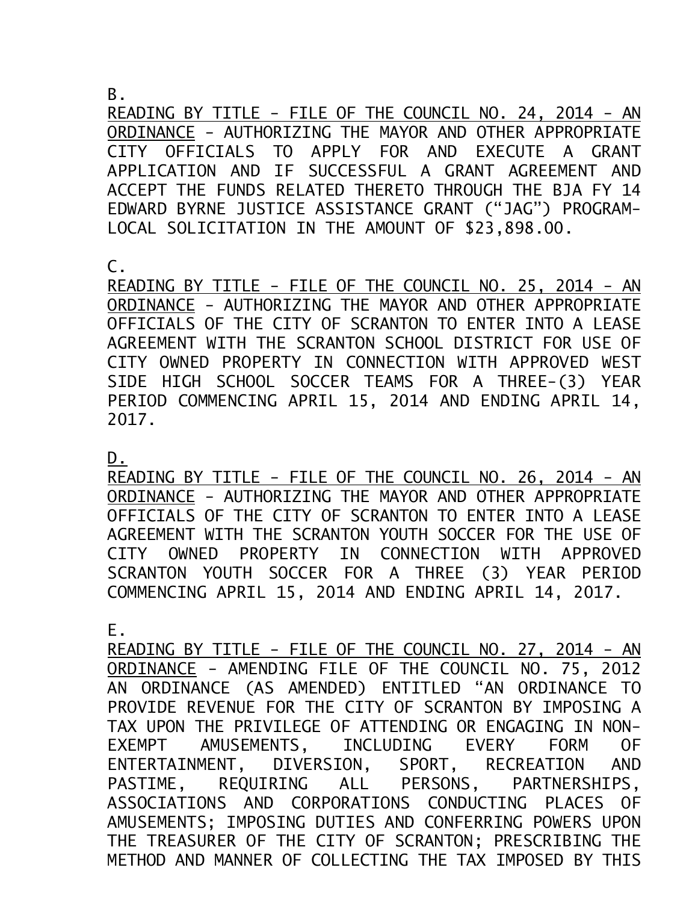B.
<u>READING BY TITLE - FILE OF THE COUNCIL NO. 24, 2014 - AN ORDINANCE</u> - AUTHORIZING THE MAYOR AND OTHER APPROPRIATE CITY OFFICIALS TO APPLY FOR AND EXECUTE A GRANT APPLICATION AND IF SUCCESSFUL A GRANT AGREEMENT AND ACCEPT THE FUNDS RELATED THERETO THROUGH THE BJA FY 14 EDWARD BYRNE JUSTICE ASSISTANCE GRANT ("JAG") PROGRAM-LOCAL SOLICITATION IN THE AMOUNT OF $23,898.00.

C.
<u>READING BY TITLE - FILE OF THE COUNCIL NO. 25, 2014 - AN ORDINANCE</u> - AUTHORIZING THE MAYOR AND OTHER APPROPRIATE OFFICIALS OF THE CITY OF SCRANTON TO ENTER INTO A LEASE AGREEMENT WITH THE SCRANTON SCHOOL DISTRICT FOR USE OF CITY OWNED PROPERTY IN CONNECTION WITH APPROVED WEST SIDE HIGH SCHOOL SOCCER TEAMS FOR A THREE-(3) YEAR PERIOD COMMENCING APRIL 15, 2014 AND ENDING APRIL 14, 2017.

<u>D.</u>
<u>READING BY TITLE - FILE OF THE COUNCIL NO. 26, 2014 - AN ORDINANCE</u> - AUTHORIZING THE MAYOR AND OTHER APPROPRIATE OFFICIALS OF THE CITY OF SCRANTON TO ENTER INTO A LEASE AGREEMENT WITH THE SCRANTON YOUTH SOCCER FOR THE USE OF CITY OWNED PROPERTY IN CONNECTION WITH APPROVED SCRANTON YOUTH SOCCER FOR A THREE (3) YEAR PERIOD COMMENCING APRIL 15, 2014 AND ENDING APRIL 14, 2017.

E.
<u>READING BY TITLE - FILE OF THE COUNCIL NO. 27, 2014 - AN ORDINANCE</u> - AMENDING FILE OF THE COUNCIL NO. 75, 2012 AN ORDINANCE (AS AMENDED) ENTITLED "AN ORDINANCE TO PROVIDE REVENUE FOR THE CITY OF SCRANTON BY IMPOSING A TAX UPON THE PRIVILEGE OF ATTENDING OR ENGAGING IN NON-EXEMPT AMUSEMENTS, INCLUDING EVERY FORM OF ENTERTAINMENT, DIVERSION, SPORT, RECREATION AND PASTIME, REQUIRING ALL PERSONS, PARTNERSHIPS, ASSOCIATIONS AND CORPORATIONS CONDUCTING PLACES OF AMUSEMENTS; IMPOSING DUTIES AND CONFERRING POWERS UPON THE TREASURER OF THE CITY OF SCRANTON; PRESCRIBING THE METHOD AND MANNER OF COLLECTING THE TAX IMPOSED BY THIS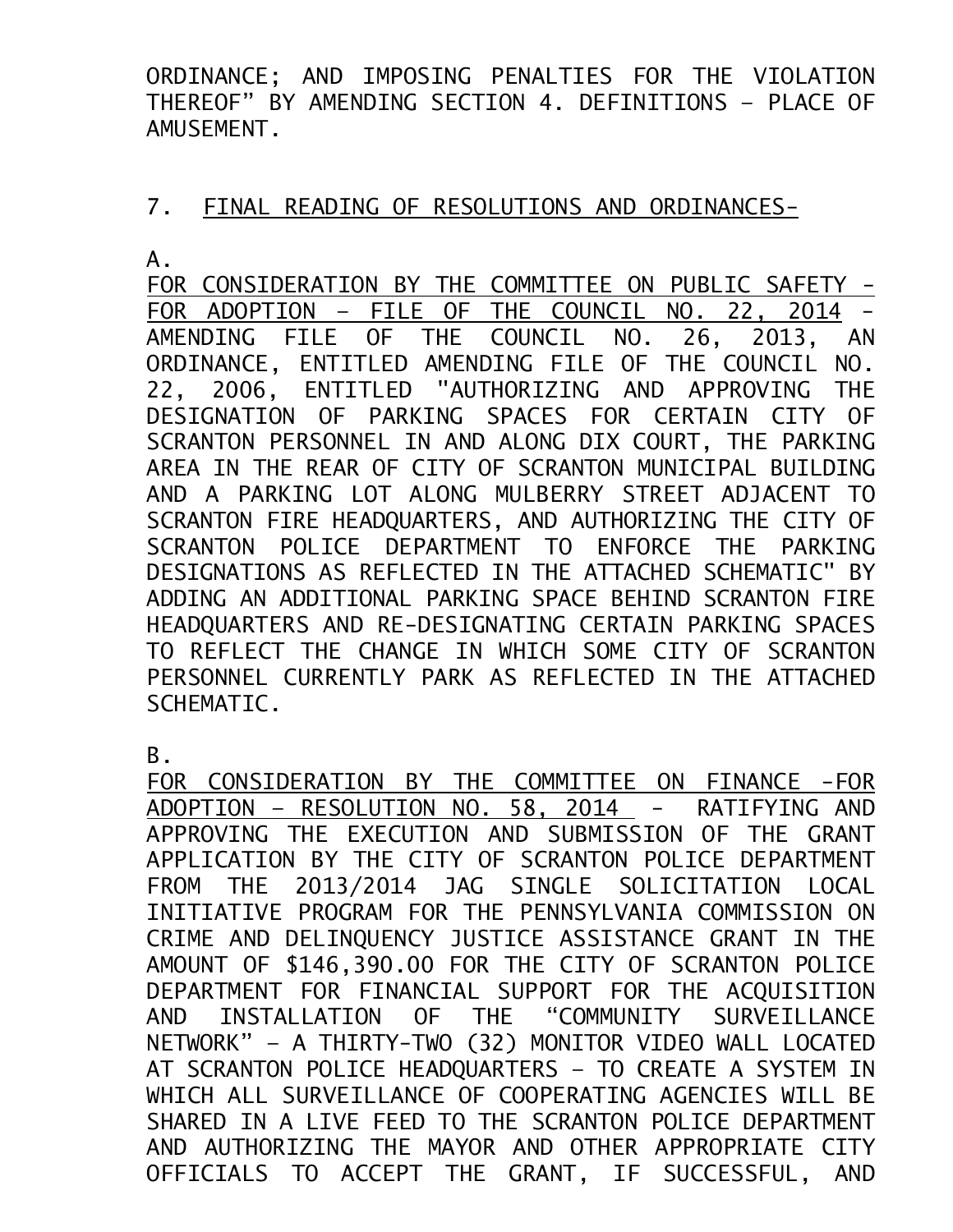ORDINANCE; AND IMPOSING PENALTIES FOR THE VIOLATION THEREOF" BY AMENDING SECTION 4. DEFINITIONS – PLACE OF AMUSEMENT.

7. FINAL READING OF RESOLUTIONS AND ORDINANCES-

A.

FOR CONSIDERATION BY THE COMMITTEE ON PUBLIC SAFETY - FOR ADOPTION – FILE OF THE COUNCIL NO. 22, 2014 - AMENDING FILE OF THE COUNCIL NO. 26, 2013, AN ORDINANCE, ENTITLED AMENDING FILE OF THE COUNCIL NO. 22, 2006, ENTITLED "AUTHORIZING AND APPROVING THE DESIGNATION OF PARKING SPACES FOR CERTAIN CITY OF SCRANTON PERSONNEL IN AND ALONG DIX COURT, THE PARKING AREA IN THE REAR OF CITY OF SCRANTON MUNICIPAL BUILDING AND A PARKING LOT ALONG MULBERRY STREET ADJACENT TO SCRANTON FIRE HEADQUARTERS, AND AUTHORIZING THE CITY OF SCRANTON POLICE DEPARTMENT TO ENFORCE THE PARKING DESIGNATIONS AS REFLECTED IN THE ATTACHED SCHEMATIC" BY ADDING AN ADDITIONAL PARKING SPACE BEHIND SCRANTON FIRE HEADQUARTERS AND RE-DESIGNATING CERTAIN PARKING SPACES TO REFLECT THE CHANGE IN WHICH SOME CITY OF SCRANTON PERSONNEL CURRENTLY PARK AS REFLECTED IN THE ATTACHED SCHEMATIC.

B.

FOR CONSIDERATION BY THE COMMITTEE ON FINANCE -FOR ADOPTION – RESOLUTION NO. 58, 2014 - RATIFYING AND APPROVING THE EXECUTION AND SUBMISSION OF THE GRANT APPLICATION BY THE CITY OF SCRANTON POLICE DEPARTMENT FROM THE 2013/2014 JAG SINGLE SOLICITATION LOCAL INITIATIVE PROGRAM FOR THE PENNSYLVANIA COMMISSION ON CRIME AND DELINQUENCY JUSTICE ASSISTANCE GRANT IN THE AMOUNT OF $146,390.00 FOR THE CITY OF SCRANTON POLICE DEPARTMENT FOR FINANCIAL SUPPORT FOR THE ACQUISITION AND INSTALLATION OF THE "COMMUNITY SURVEILLANCE NETWORK" – A THIRTY-TWO (32) MONITOR VIDEO WALL LOCATED AT SCRANTON POLICE HEADQUARTERS – TO CREATE A SYSTEM IN WHICH ALL SURVEILLANCE OF COOPERATING AGENCIES WILL BE SHARED IN A LIVE FEED TO THE SCRANTON POLICE DEPARTMENT AND AUTHORIZING THE MAYOR AND OTHER APPROPRIATE CITY OFFICIALS TO ACCEPT THE GRANT, IF SUCCESSFUL, AND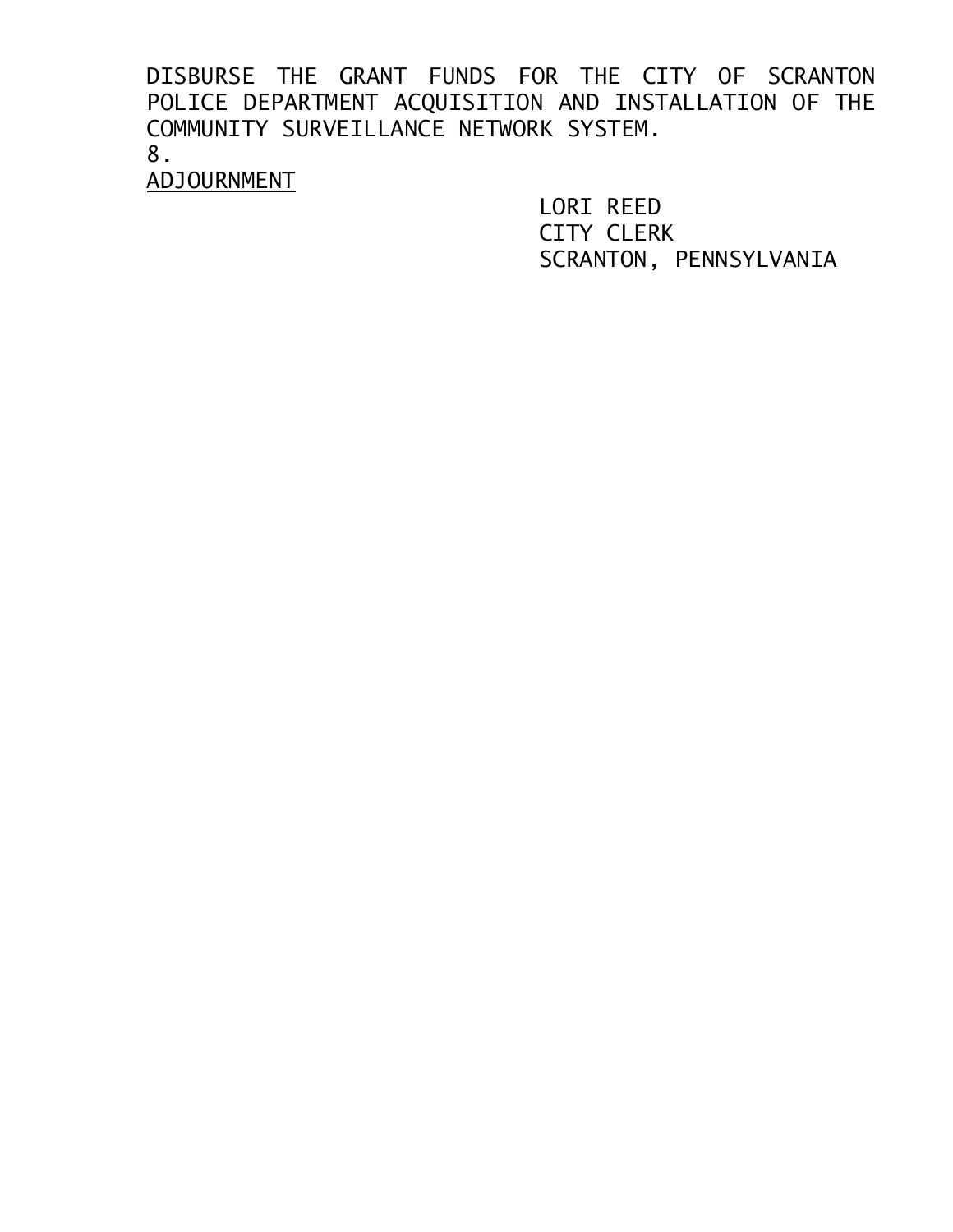DISBURSE THE GRANT FUNDS FOR THE CITY OF SCRANTON POLICE DEPARTMENT ACQUISITION AND INSTALLATION OF THE COMMUNITY SURVEILLANCE NETWORK SYSTEM.

8.

ADJOURNMENT

LORI REED
CITY CLERK
SCRANTON, PENNSYLVANIA